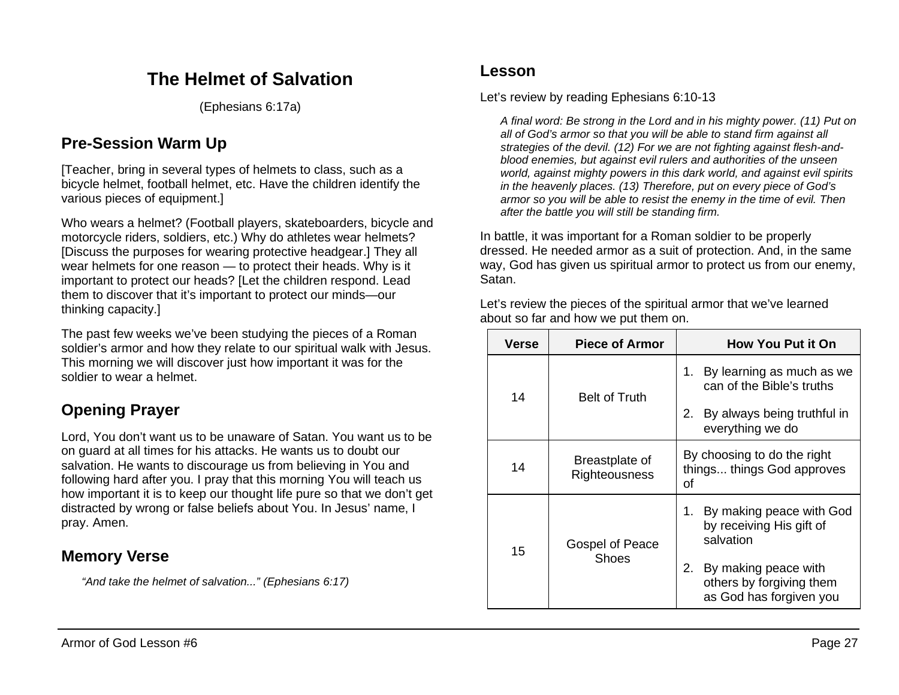# The Helmet of Salvation

(Ephesians 6:17a)

## Pre-Session Warm Up

[Teacher, bring in several types of helmets to class, such as a bicycle helmet, football helmet, etc. Have the children identify the various pieces of equipment.]

Who wears a helmet? (Football players, skateboarders, bicycle and motorcycle riders, soldiers, etc.) Why do athletes wear helmets? [Discuss the purposes for wearing protective headgear.] They all wear helmets for one reason — to protect their heads. Why is it important to protect our heads? [Let the children respond. Lead them to discover that it's important to protect our minds—our thinking capacity.]

The past few weeks we've been studying the pieces of a Roman soldier's armor and how they relate to our spiritual walk with Jesus. This morning we will discover just how important it was for the soldier to wear a helmet.

## Opening Prayer

Lord, You don't want us to be unaware of Satan. You want us to be on guard at all times for his attacks. He wants us to doubt our salvation. He wants to discourage us from believing in You and following hard after you. I pray that this morning You will teach us how important it is to keep our thought life pure so that we don't get distracted by wrong or false beliefs about You. In Jesus' name, I pray. Amen.

## Memory Verse

*"And take the helmet of salvation..." (Ephesians 6:17)*

## Lesson

Let's review by reading Ephesians 6:10-13

> *A final word: Be strong in the Lord and in his mighty power. (11) Put on all of God's armor so that you will be able to stand firm against all strategies of the devil. (12) For we are not fighting against flesh-and-blood enemies, but against evil rulers and authorities of the unseen world, against mighty powers in this dark world, and against evil spirits in the heavenly places. (13) Therefore, put on every piece of God's armor so you will be able to resist the enemy in the time of evil. Then after the battle you will still be standing firm.*

In battle, it was important for a Roman soldier to be properly dressed. He needed armor as a suit of protection. And, in the same way, God has given us spiritual armor to protect us from our enemy, Satan.

Let's review the pieces of the spiritual armor that we've learned about so far and how we put them on.

| Verse | Piece of Armor | How You Put it On |
| --- | --- | --- |
| 14 | Belt of Truth | 1. By learning as much as we can of the Bible's truths<br>2. By always being truthful in everything we do |
| 14 | Breastplate of Righteousness | By choosing to do the right things... things God approves of |
| 15 | Gospel of Peace Shoes | 1. By making peace with God by receiving His gift of salvation<br>2. By making peace with others by forgiving them as God has forgiven you |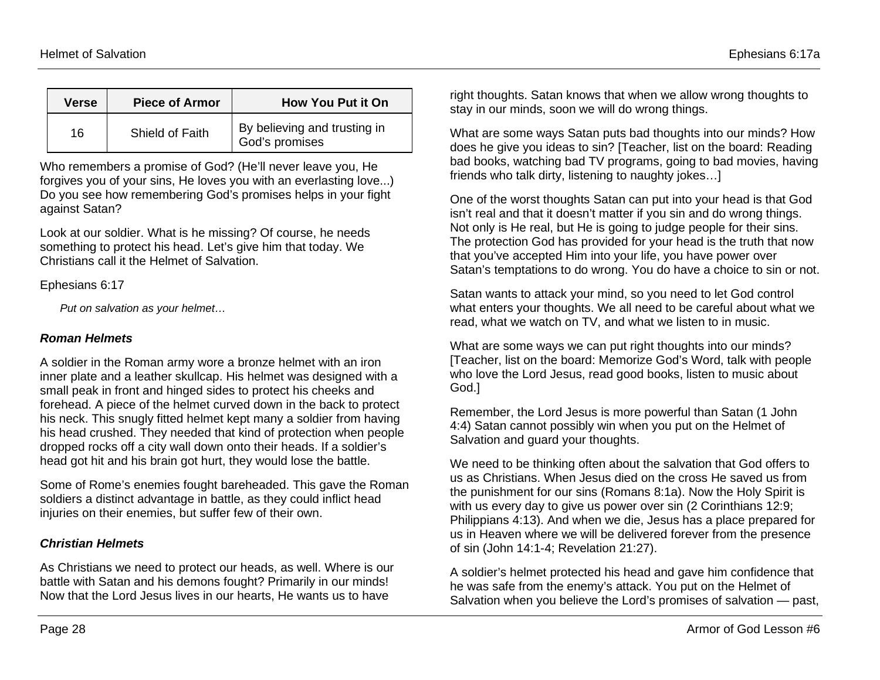| Verse | Piece of Armor | How You Put it On |
| --- | --- | --- |
| 16 | Shield of Faith | By believing and trusting in God's promises |

Who remembers a promise of God? (He'll never leave you, He forgives you of your sins, He loves you with an everlasting love...) Do you see how remembering God's promises helps in your fight against Satan?

Look at our soldier. What is he missing? Of course, he needs something to protect his head. Let's give him that today. We Christians call it the Helmet of Salvation.

Ephesians 6:17

> *Put on salvation as your helmet…*

### *Roman Helmets*

A soldier in the Roman army wore a bronze helmet with an iron inner plate and a leather skullcap. His helmet was designed with a small peak in front and hinged sides to protect his cheeks and forehead. A piece of the helmet curved down in the back to protect his neck. This snugly fitted helmet kept many a soldier from having his head crushed. They needed that kind of protection when people dropped rocks off a city wall down onto their heads. If a soldier's head got hit and his brain got hurt, they would lose the battle.

Some of Rome's enemies fought bareheaded. This gave the Roman soldiers a distinct advantage in battle, as they could inflict head injuries on their enemies, but suffer few of their own.

### *Christian Helmets*

As Christians we need to protect our heads, as well. Where is our battle with Satan and his demons fought? Primarily in our minds! Now that the Lord Jesus lives in our hearts, He wants us to have right thoughts. Satan knows that when we allow wrong thoughts to stay in our minds, soon we will do wrong things.

What are some ways Satan puts bad thoughts into our minds? How does he give you ideas to sin? [Teacher, list on the board: Reading bad books, watching bad TV programs, going to bad movies, having friends who talk dirty, listening to naughty jokes…]

One of the worst thoughts Satan can put into your head is that God isn't real and that it doesn't matter if you sin and do wrong things. Not only is He real, but He is going to judge people for their sins. The protection God has provided for your head is the truth that now that you've accepted Him into your life, you have power over Satan's temptations to do wrong. You do have a choice to sin or not.

Satan wants to attack your mind, so you need to let God control what enters your thoughts. We all need to be careful about what we read, what we watch on TV, and what we listen to in music.

What are some ways we can put right thoughts into our minds? [Teacher, list on the board: Memorize God's Word, talk with people who love the Lord Jesus, read good books, listen to music about God.]

Remember, the Lord Jesus is more powerful than Satan (1 John 4:4) Satan cannot possibly win when you put on the Helmet of Salvation and guard your thoughts.

We need to be thinking often about the salvation that God offers to us as Christians. When Jesus died on the cross He saved us from the punishment for our sins (Romans 8:1a). Now the Holy Spirit is with us every day to give us power over sin (2 Corinthians 12:9; Philippians 4:13). And when we die, Jesus has a place prepared for us in Heaven where we will be delivered forever from the presence of sin (John 14:1-4; Revelation 21:27).

A soldier's helmet protected his head and gave him confidence that he was safe from the enemy's attack. You put on the Helmet of Salvation when you believe the Lord's promises of salvation — past,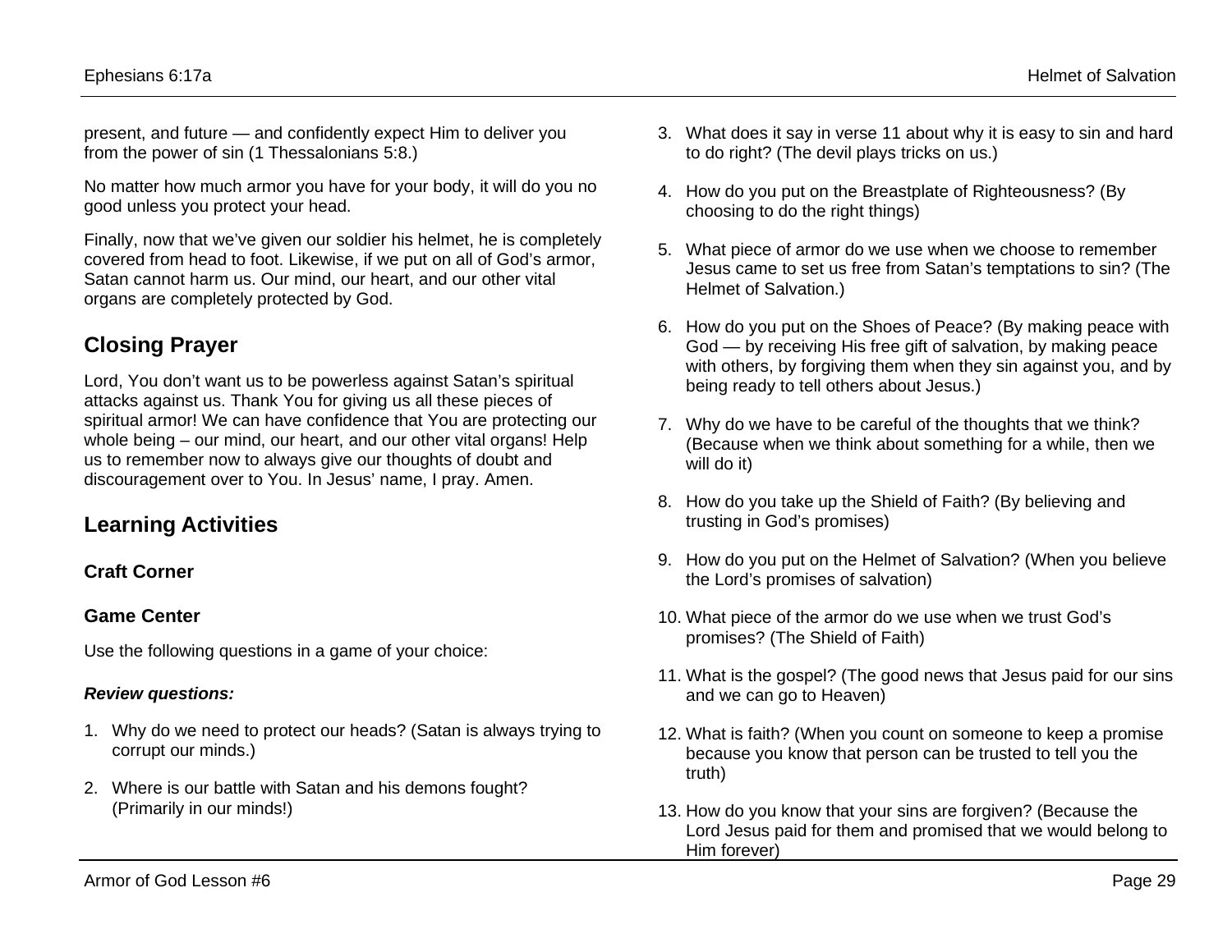present, and future — and confidently expect Him to deliver you from the power of sin (1 Thessalonians 5:8.)

No matter how much armor you have for your body, it will do you no good unless you protect your head.

Finally, now that we've given our soldier his helmet, he is completely covered from head to foot. Likewise, if we put on all of God's armor, Satan cannot harm us. Our mind, our heart, and our other vital organs are completely protected by God.

## Closing Prayer

Lord, You don't want us to be powerless against Satan's spiritual attacks against us. Thank You for giving us all these pieces of spiritual armor! We can have confidence that You are protecting our whole being – our mind, our heart, and our other vital organs! Help us to remember now to always give our thoughts of doubt and discouragement over to You. In Jesus' name, I pray. Amen.

## Learning Activities

### Craft Corner

### Game Center

Use the following questions in a game of your choice:

***Review questions:***

1. Why do we need to protect our heads? (Satan is always trying to corrupt our minds.)
2. Where is our battle with Satan and his demons fought? (Primarily in our minds!)
3. What does it say in verse 11 about why it is easy to sin and hard to do right? (The devil plays tricks on us.)
4. How do you put on the Breastplate of Righteousness? (By choosing to do the right things)
5. What piece of armor do we use when we choose to remember Jesus came to set us free from Satan's temptations to sin? (The Helmet of Salvation.)
6. How do you put on the Shoes of Peace? (By making peace with God — by receiving His free gift of salvation, by making peace with others, by forgiving them when they sin against you, and by being ready to tell others about Jesus.)
7. Why do we have to be careful of the thoughts that we think? (Because when we think about something for a while, then we will do it)
8. How do you take up the Shield of Faith? (By believing and trusting in God's promises)
9. How do you put on the Helmet of Salvation? (When you believe the Lord's promises of salvation)
10. What piece of the armor do we use when we trust God's promises? (The Shield of Faith)
11. What is the gospel? (The good news that Jesus paid for our sins and we can go to Heaven)
12. What is faith? (When you count on someone to keep a promise because you know that person can be trusted to tell you the truth)
13. How do you know that your sins are forgiven? (Because the Lord Jesus paid for them and promised that we would belong to Him forever)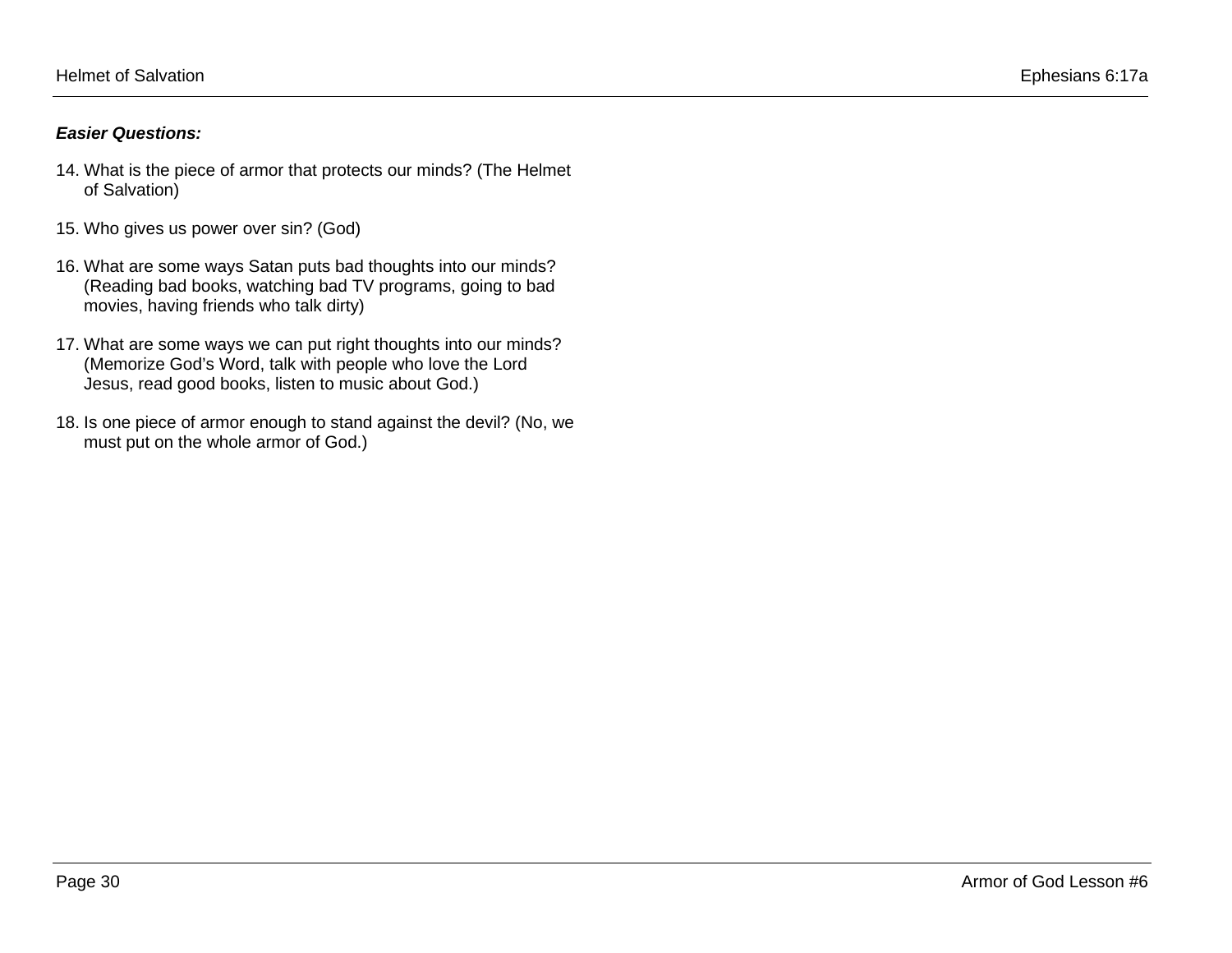***Easier Questions:***

14. What is the piece of armor that protects our minds? (The Helmet of Salvation)

15. Who gives us power over sin? (God)

16. What are some ways Satan puts bad thoughts into our minds? (Reading bad books, watching bad TV programs, going to bad movies, having friends who talk dirty)

17. What are some ways we can put right thoughts into our minds? (Memorize God's Word, talk with people who love the Lord Jesus, read good books, listen to music about God.)

18. Is one piece of armor enough to stand against the devil? (No, we must put on the whole armor of God.)